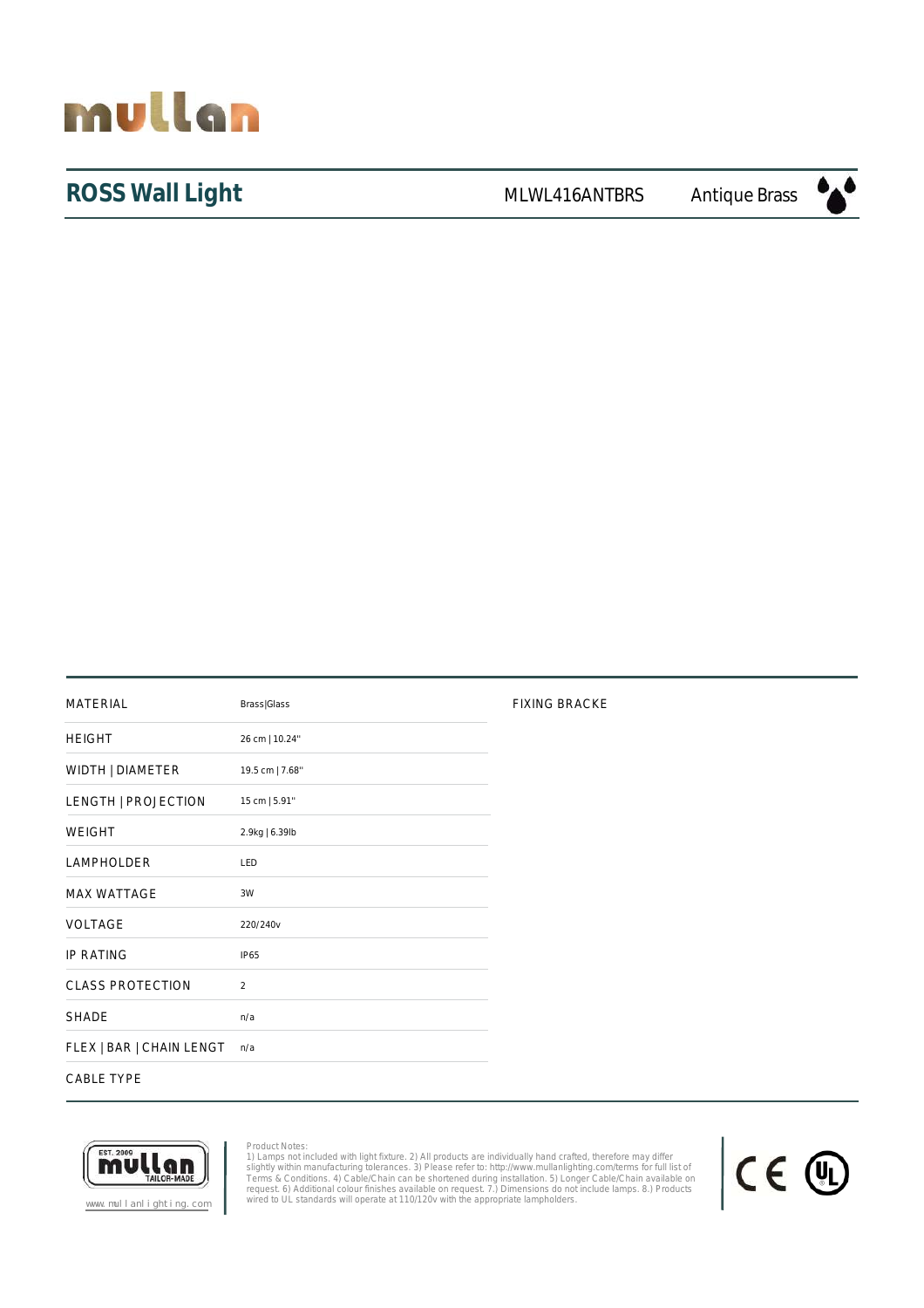mullan

## ROSS Wall Light

MLWL416ANTBRS Antique Brass

| | |
|---|---|
| MATERIAL | Brass\|Glass |
| HEIGHT | 26 cm \| 10.24" |
| WIDTH \| DIAMETER | 19.5 cm \| 7.68" |
| LENGTH \| PROJECTION | 15 cm \| 5.91" |
| WEIGHT | 2.9kg \| 6.39lb |
| LAMPHOLDER | LED |
| MAX WATTAGE | 3W |
| VOLTAGE | 220/240v |
| IP RATING | IP65 |
| CLASS PROTECTION | 2 |
| SHADE | n/a |
| FLEX \| BAR \| CHAIN LENGT | n/a |
| CABLE TYPE | |

FIXING BRACKE

EST. 2009 mullan TAILOR-MADE

www. mul l anl i ght i ng. com

Product Notes:
1) Lamps not included with light fixture. 2) All products are individually hand crafted, therefore may differ slightly within manufacturing tolerances. 3) Please refer to: http://www.mullanlighting.com/terms for full list of Terms & Conditions. 4) Cable/Chain can be shortened during installation. 5) Longer Cable/Chain available on request. 6) Additional colour finishes available on request. 7.) Dimensions do not include lamps. 8.) Products wired to UL standards will operate at 110/120v with the appropriate lampholders.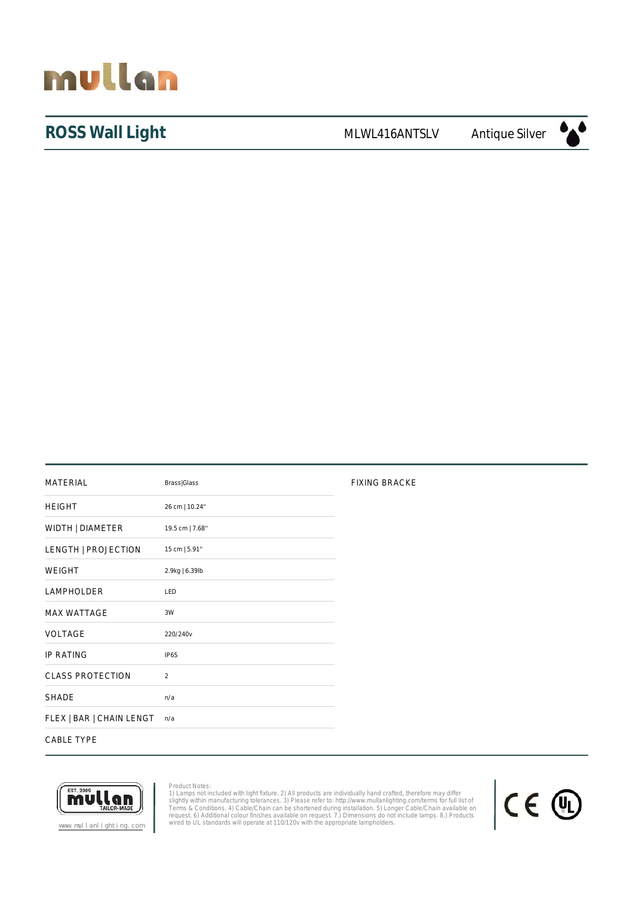## ROSS Wall Light

MLWL416ANTSLV Antique Silver

| | |
|---|---|
| MATERIAL | Brass\|Glass |
| HEIGHT | 26 cm \| 10.24" |
| WIDTH \| DIAMETER | 19.5 cm \| 7.68" |
| LENGTH \| PROJECTION | 15 cm \| 5.91" |
| WEIGHT | 2.9kg \| 6.39lb |
| LAMPHOLDER | LED |
| MAX WATTAGE | 3W |
| VOLTAGE | 220/240v |
| IP RATING | IP65 |
| CLASS PROTECTION | 2 |
| SHADE | n/a |
| FLEX \| BAR \| CHAIN LENGT | n/a |
| CABLE TYPE | |

FIXING BRACKE

www. mul l anl i ght i ng. com

Product Notes:
1) Lamps not included with light fixture. 2) All products are individually hand crafted, therefore may differ slightly within manufacturing tolerances. 3) Please refer to: http://www.mullanlighting.com/terms for full list of Terms & Conditions. 4) Cable/Chain can be shortened during installation. 5) Longer Cable/Chain available on request. 6) Additional colour finishes available on request. 7.) Dimensions do not include lamps. 8.) Products wired to UL standards will operate at 110/120v with the appropriate lampholders.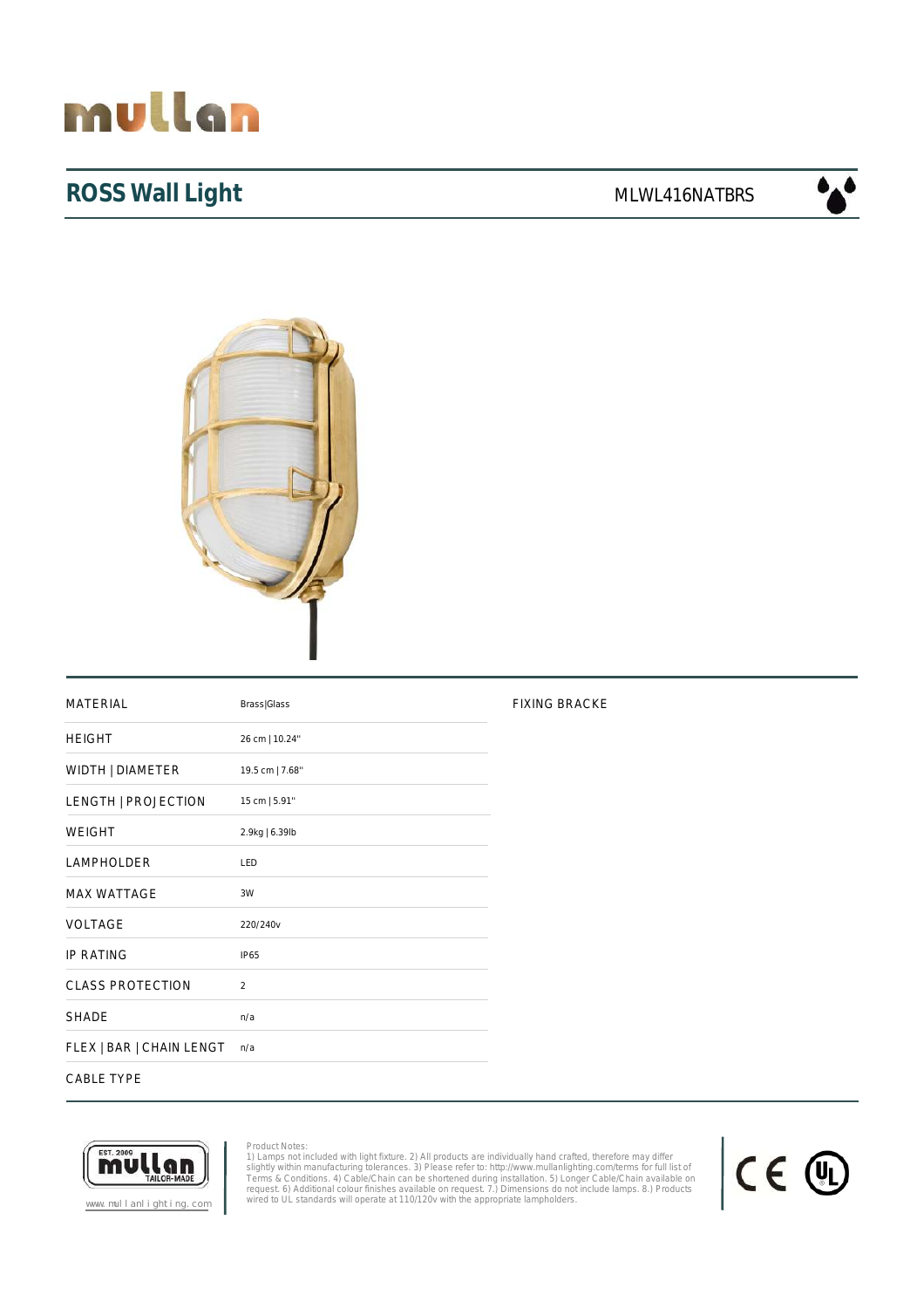# ROSS Wall Light

MLWL416NATBRS

| | |
|---|---|
| MATERIAL | Brass\|Glass |
| HEIGHT | 26 cm \| 10.24" |
| WIDTH \| DIAMETER | 19.5 cm \| 7.68" |
| LENGTH \| PROJECTION | 15 cm \| 5.91" |
| WEIGHT | 2.9kg \| 6.39lb |
| LAMPHOLDER | LED |
| MAX WATTAGE | 3W |
| VOLTAGE | 220/240v |
| IP RATING | IP65 |
| CLASS PROTECTION | 2 |
| SHADE | n/a |
| FLEX \| BAR \| CHAIN LENGT | n/a |
| CABLE TYPE | |

FIXING BRACKE

www. mul l anl i ght i ng. com

Product Notes:
1) Lamps not included with light fixture. 2) All products are individually hand crafted, therefore may differ slightly within manufacturing tolerances. 3) Please refer to: http://www.mullanlighting.com/terms for full list of Terms & Conditions. 4) Cable/Chain can be shortened during installation. 5) Longer Cable/Chain available on request. 6) Additional colour finishes available on request. 7.) Dimensions do not include lamps. 8.) Products wired to UL standards will operate at 110/120v with the appropriate lampholders.